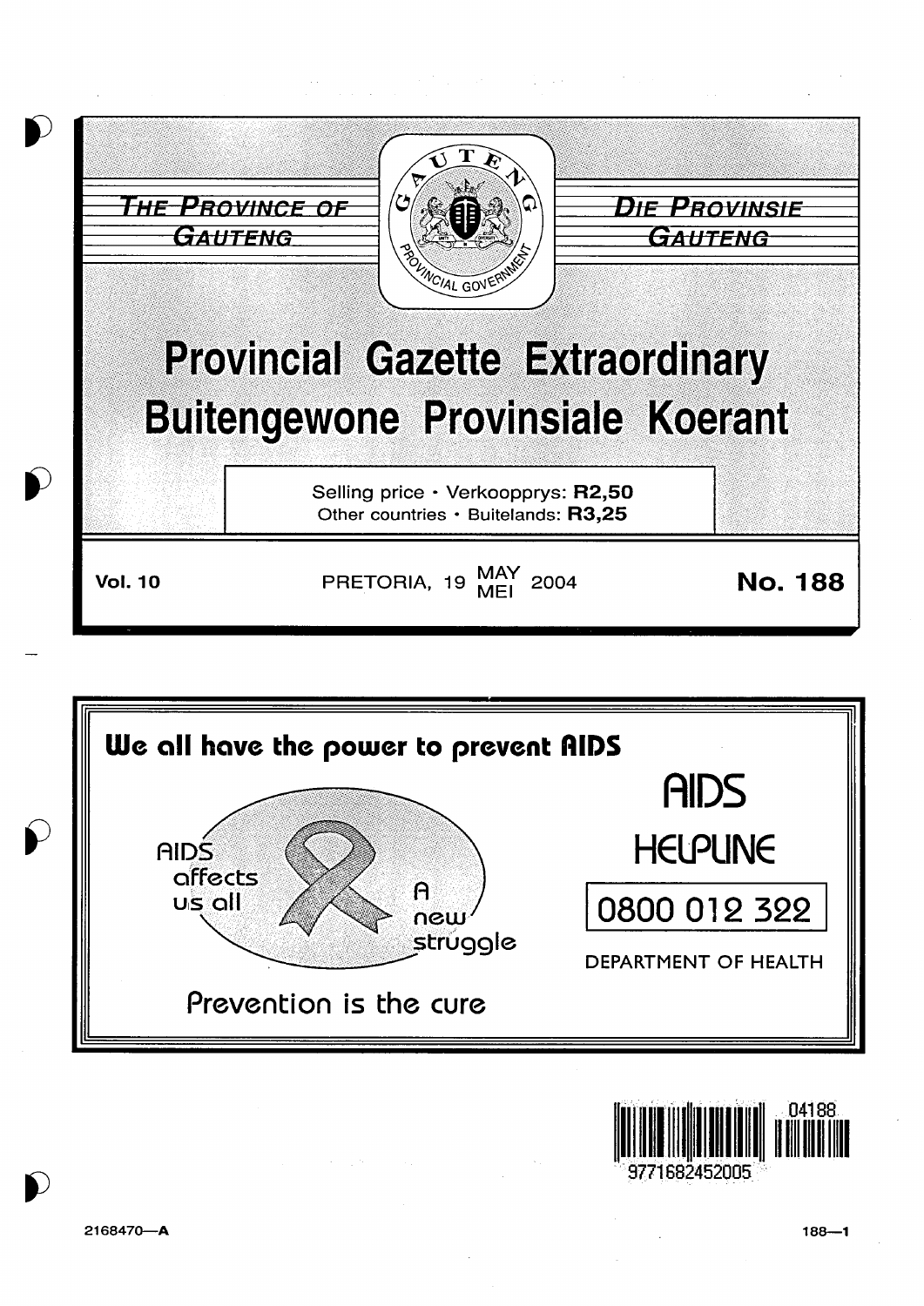THE PROVINCE OF GAUTENG

DIE PROVINSIE GAUTENG

# Provincial Gazette Extraordinary
# Buitengewone Provinsiale Koerant

Selling price • Verkoopprys: **R2,50**
Other countries • Buitelands: **R3,25**

**Vol. 10** PRETORIA, 19 MAY MEI 2004 **No. 188**

**We all have the power to prevent AIDS**

AIDS affects us all

A new struggle

Prevention is the cure

AIDS HELPLINE

0800 012 322

DEPARTMENT OF HEALTH

2168470—A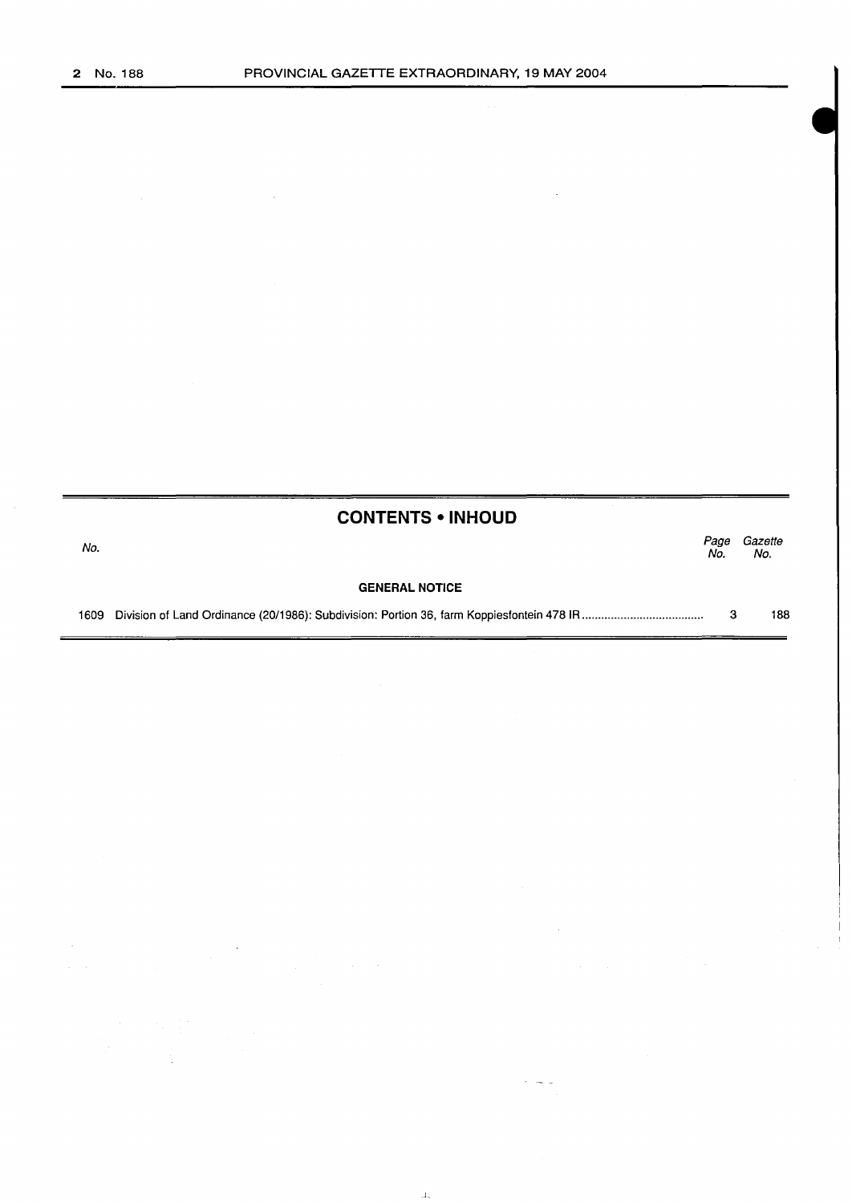## CONTENTS • INHOUD

| No. | | Page No. | Gazette No. |
|---|---|---|---|
| | **GENERAL NOTICE** | | |
| 1609 | Division of Land Ordinance (20/1986): Subdivision: Portion 36, farm Koppiesfontein 478 IR | 3 | 188 |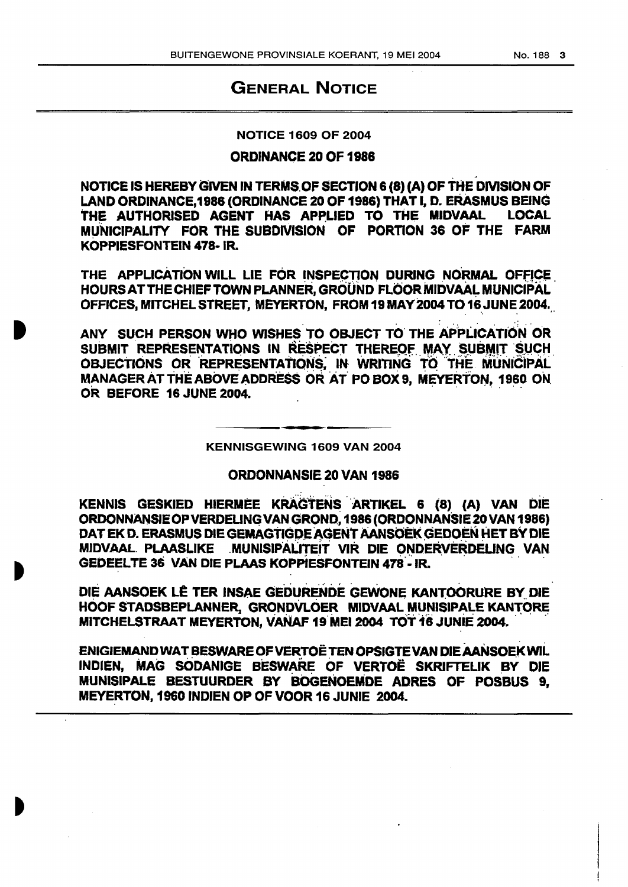# GENERAL NOTICE

## NOTICE 1609 OF 2004

### ORDINANCE 20 OF 1986

**NOTICE IS HEREBY GIVEN IN TERMS OF SECTION 6 (8) (A) OF THE DIVISION OF LAND ORDINANCE,1986 (ORDINANCE 20 OF 1986) THAT I, D. ERASMUS BEING THE AUTHORISED AGENT HAS APPLIED TO THE MIDVAAL LOCAL MUNICIPALITY FOR THE SUBDIVISION OF PORTION 36 OF THE FARM KOPPIESFONTEIN 478- IR.**

**THE APPLICATION WILL LIE FOR INSPECTION DURING NORMAL OFFICE HOURS AT THE CHIEF TOWN PLANNER, GROUND FLOOR MIDVAAL MUNICIPAL OFFICES, MITCHEL STREET, MEYERTON, FROM 19 MAY 2004 TO 16 JUNE 2004.**

**ANY SUCH PERSON WHO WISHES TO OBJECT TO THE APPLICATION OR SUBMIT REPRESENTATIONS IN RESPECT THEREOF MAY SUBMIT SUCH OBJECTIONS OR REPRESENTATIONS, IN WRITING TO THE MUNICIPAL MANAGER AT THE ABOVE ADDRESS OR AT PO BOX 9, MEYERTON, 1960 ON OR BEFORE 16 JUNE 2004.**

---

## KENNISGEWING 1609 VAN 2004

### ORDONNANSIE 20 VAN 1986

**KENNIS GESKIED HIERMEE KRAGTENS ARTIKEL 6 (8) (A) VAN DIE ORDONNANSIE OP VERDELING VAN GROND, 1986 (ORDONNANSIE 20 VAN 1986) DAT EK D. ERASMUS DIE GEMAGTIGDE AGENT AANSOEK GEDOEN HET BY DIE MIDVAAL PLAASLIKE MUNISIPALITEIT VIR DIE ONDERVERDELING VAN GEDEELTE 36 VAN DIE PLAAS KOPPIESFONTEIN 478 - IR.**

**DIE AANSOEK LÊ TER INSAE GEDURENDE GEWONE KANTOORURE BY DIE HOOF STADSBEPLANNER, GRONDVLOER MIDVAAL MUNISIPALE KANTORE MITCHELSTRAAT MEYERTON, VANAF 19 MEI 2004 TOT 16 JUNIE 2004.**

**ENIGIEMAND WAT BESWARE OF VERTOË TEN OPSIGTE VAN DIE AANSOEK WIL INDIEN, MAG SODANIGE BESWARE OF VERTOË SKRIFTELIK BY DIE MUNISIPALE BESTUURDER BY BOGENOEMDE ADRES OF POSBUS 9, MEYERTON, 1960 INDIEN OP OF VOOR 16 JUNIE 2004.**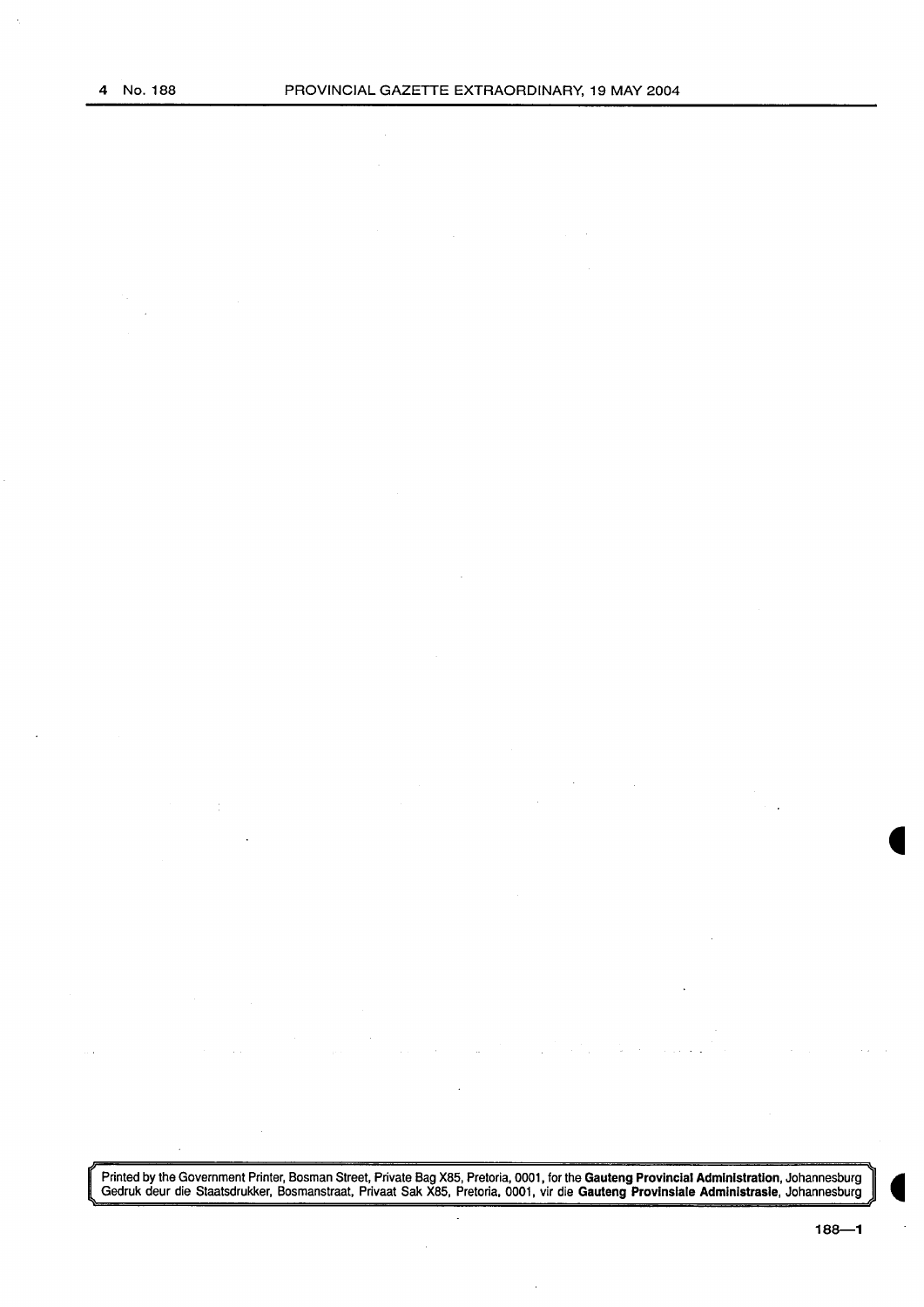Printed by the Government Printer, Bosman Street, Private Bag X85, Pretoria, 0001, for the **Gauteng Provincial Administration**, Johannesburg
Gedruk deur die Staatsdrukker, Bosmanstraat, Privaat Sak X85, Pretoria, 0001, vir die **Gauteng Provinsiale Administrasie**, Johannesburg

**188—1**